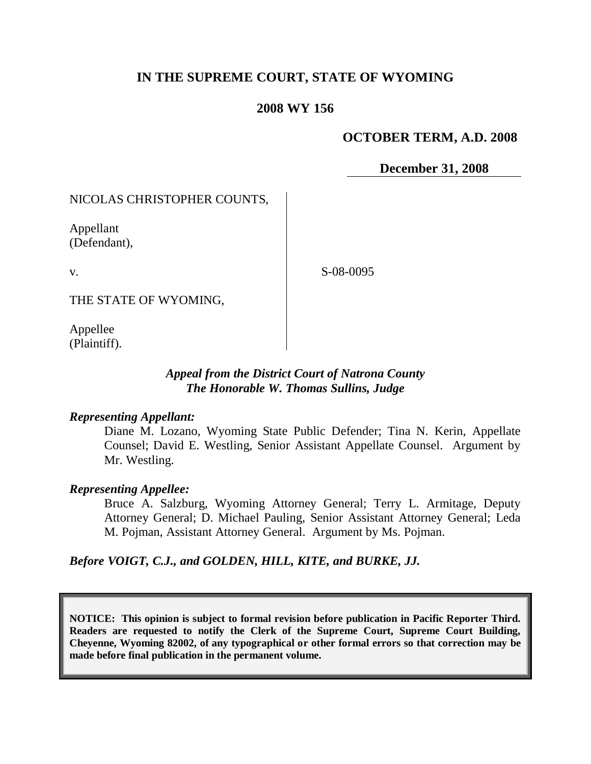# IN THE SUPREME COURT, STATE OF WYOMING

## 2008 WY 156

**OCTOBER TERM, A.D. 2008**

**December 31, 2008**

NICOLAS CHRISTOPHER COUNTS,

Appellant
(Defendant),

v.

S-08-0095

THE STATE OF WYOMING,

Appellee
(Plaintiff).

***Appeal from the District Court of Natrona County***
***The Honorable W. Thomas Sullins, Judge***

***Representing Appellant:***

Diane M. Lozano, Wyoming State Public Defender; Tina N. Kerin, Appellate Counsel; David E. Westling, Senior Assistant Appellate Counsel. Argument by Mr. Westling.

***Representing Appellee:***

Bruce A. Salzburg, Wyoming Attorney General; Terry L. Armitage, Deputy Attorney General; D. Michael Pauling, Senior Assistant Attorney General; Leda M. Pojman, Assistant Attorney General. Argument by Ms. Pojman.

***Before VOIGT, C.J., and GOLDEN, HILL, KITE, and BURKE, JJ.***

**NOTICE: This opinion is subject to formal revision before publication in Pacific Reporter Third. Readers are requested to notify the Clerk of the Supreme Court, Supreme Court Building, Cheyenne, Wyoming 82002, of any typographical or other formal errors so that correction may be made before final publication in the permanent volume.**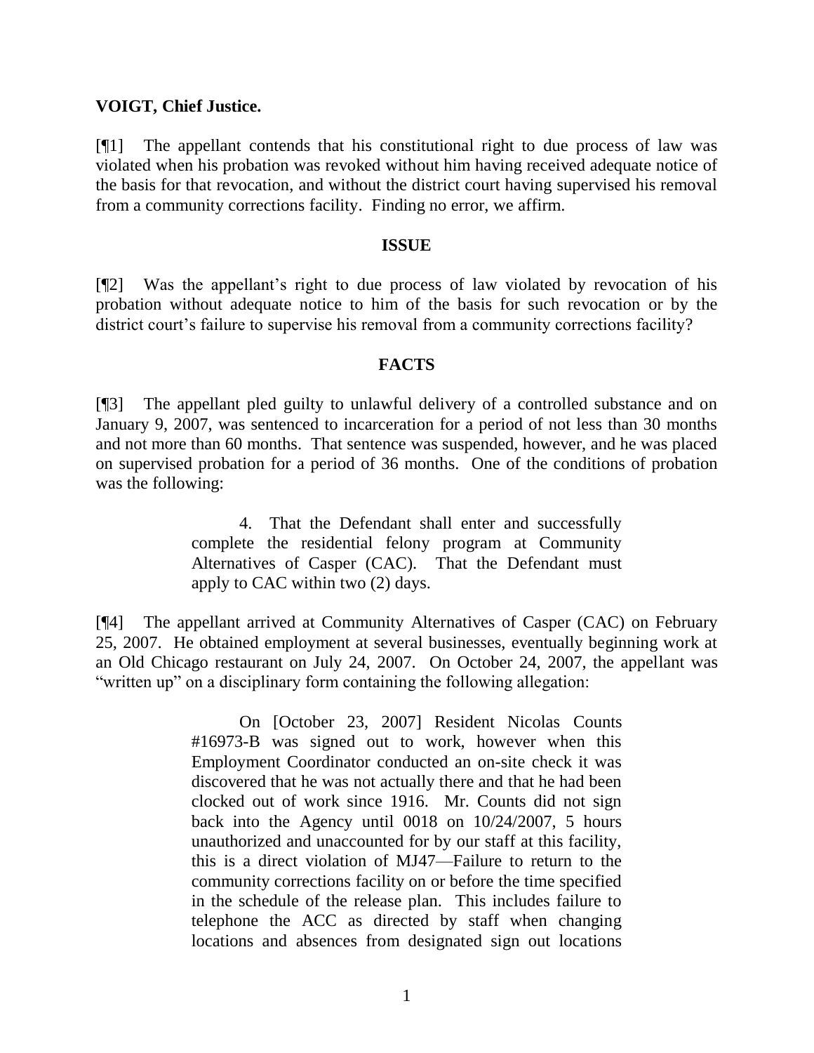**VOIGT, Chief Justice.**

[¶1] The appellant contends that his constitutional right to due process of law was violated when his probation was revoked without him having received adequate notice of the basis for that revocation, and without the district court having supervised his removal from a community corrections facility. Finding no error, we affirm.

## ISSUE

[¶2] Was the appellant's right to due process of law violated by revocation of his probation without adequate notice to him of the basis for such revocation or by the district court's failure to supervise his removal from a community corrections facility?

## FACTS

[¶3] The appellant pled guilty to unlawful delivery of a controlled substance and on January 9, 2007, was sentenced to incarceration for a period of not less than 30 months and not more than 60 months. That sentence was suspended, however, and he was placed on supervised probation for a period of 36 months. One of the conditions of probation was the following:

> 4. That the Defendant shall enter and successfully complete the residential felony program at Community Alternatives of Casper (CAC). That the Defendant must apply to CAC within two (2) days.

[¶4] The appellant arrived at Community Alternatives of Casper (CAC) on February 25, 2007. He obtained employment at several businesses, eventually beginning work at an Old Chicago restaurant on July 24, 2007. On October 24, 2007, the appellant was "written up" on a disciplinary form containing the following allegation:

> On [October 23, 2007] Resident Nicolas Counts #16973-B was signed out to work, however when this Employment Coordinator conducted an on-site check it was discovered that he was not actually there and that he had been clocked out of work since 1916. Mr. Counts did not sign back into the Agency until 0018 on 10/24/2007, 5 hours unauthorized and unaccounted for by our staff at this facility, this is a direct violation of MJ47—Failure to return to the community corrections facility on or before the time specified in the schedule of the release plan. This includes failure to telephone the ACC as directed by staff when changing locations and absences from designated sign out locations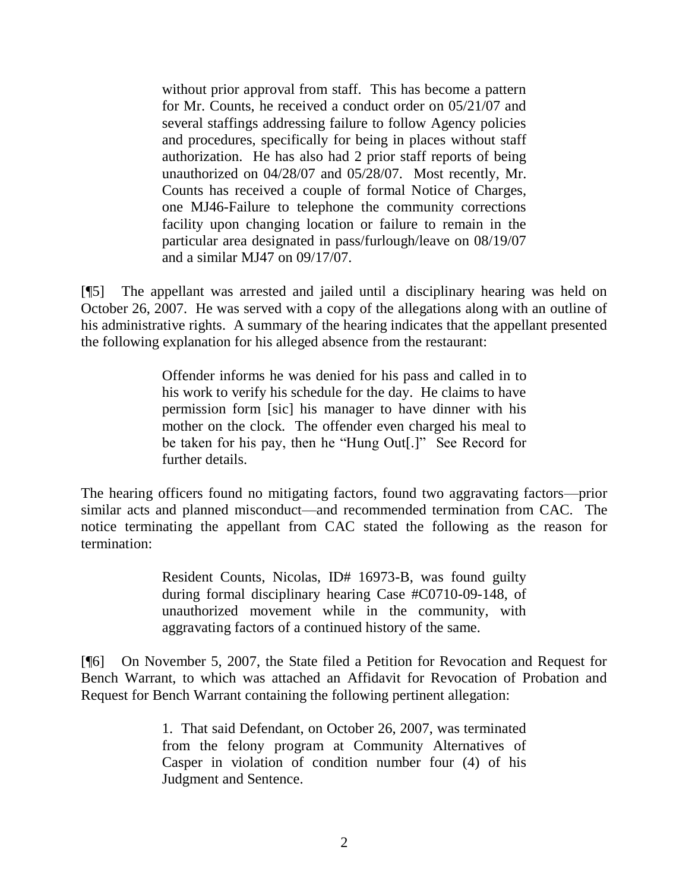> without prior approval from staff. This has become a pattern for Mr. Counts, he received a conduct order on 05/21/07 and several staffings addressing failure to follow Agency policies and procedures, specifically for being in places without staff authorization. He has also had 2 prior staff reports of being unauthorized on 04/28/07 and 05/28/07. Most recently, Mr. Counts has received a couple of formal Notice of Charges, one MJ46-Failure to telephone the community corrections facility upon changing location or failure to remain in the particular area designated in pass/furlough/leave on 08/19/07 and a similar MJ47 on 09/17/07.

[¶5] The appellant was arrested and jailed until a disciplinary hearing was held on October 26, 2007. He was served with a copy of the allegations along with an outline of his administrative rights. A summary of the hearing indicates that the appellant presented the following explanation for his alleged absence from the restaurant:

> Offender informs he was denied for his pass and called in to his work to verify his schedule for the day. He claims to have permission form [sic] his manager to have dinner with his mother on the clock. The offender even charged his meal to be taken for his pay, then he "Hung Out[.]" See Record for further details.

The hearing officers found no mitigating factors, found two aggravating factors—prior similar acts and planned misconduct—and recommended termination from CAC. The notice terminating the appellant from CAC stated the following as the reason for termination:

> Resident Counts, Nicolas, ID# 16973-B, was found guilty during formal disciplinary hearing Case #C0710-09-148, of unauthorized movement while in the community, with aggravating factors of a continued history of the same.

[¶6] On November 5, 2007, the State filed a Petition for Revocation and Request for Bench Warrant, to which was attached an Affidavit for Revocation of Probation and Request for Bench Warrant containing the following pertinent allegation:

> 1. That said Defendant, on October 26, 2007, was terminated from the felony program at Community Alternatives of Casper in violation of condition number four (4) of his Judgment and Sentence.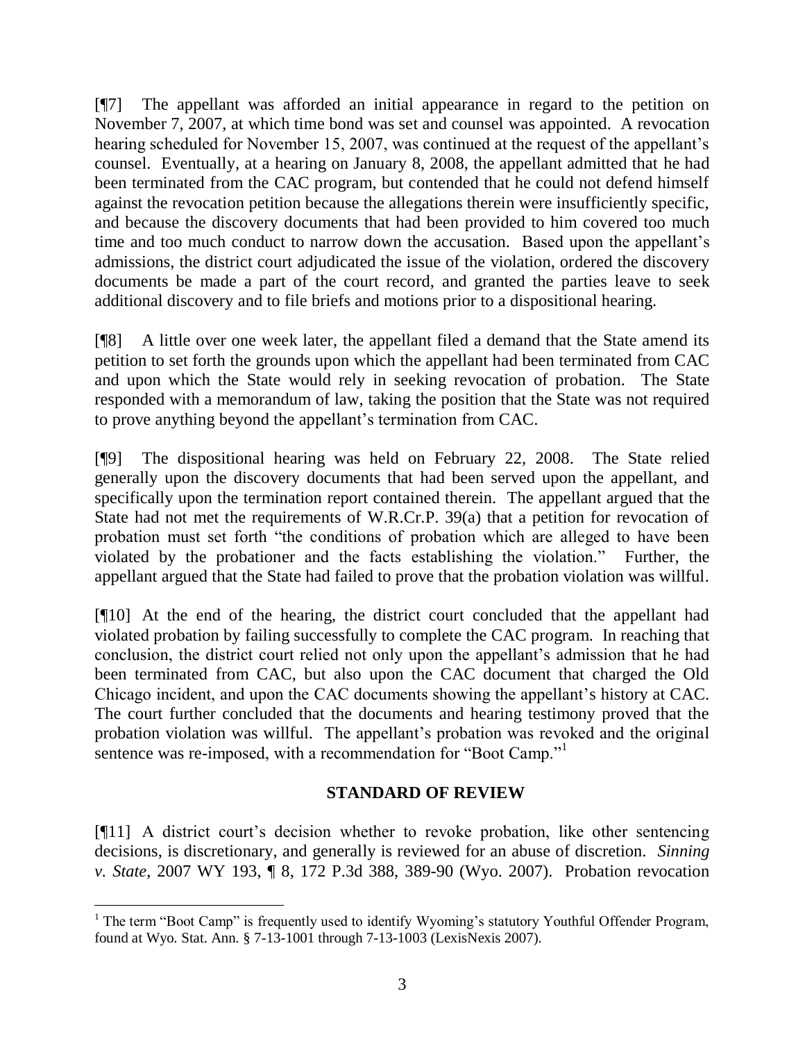[¶7] The appellant was afforded an initial appearance in regard to the petition on November 7, 2007, at which time bond was set and counsel was appointed. A revocation hearing scheduled for November 15, 2007, was continued at the request of the appellant's counsel. Eventually, at a hearing on January 8, 2008, the appellant admitted that he had been terminated from the CAC program, but contended that he could not defend himself against the revocation petition because the allegations therein were insufficiently specific, and because the discovery documents that had been provided to him covered too much time and too much conduct to narrow down the accusation. Based upon the appellant's admissions, the district court adjudicated the issue of the violation, ordered the discovery documents be made a part of the court record, and granted the parties leave to seek additional discovery and to file briefs and motions prior to a dispositional hearing.

[¶8] A little over one week later, the appellant filed a demand that the State amend its petition to set forth the grounds upon which the appellant had been terminated from CAC and upon which the State would rely in seeking revocation of probation. The State responded with a memorandum of law, taking the position that the State was not required to prove anything beyond the appellant's termination from CAC.

[¶9] The dispositional hearing was held on February 22, 2008. The State relied generally upon the discovery documents that had been served upon the appellant, and specifically upon the termination report contained therein. The appellant argued that the State had not met the requirements of W.R.Cr.P. 39(a) that a petition for revocation of probation must set forth "the conditions of probation which are alleged to have been violated by the probationer and the facts establishing the violation." Further, the appellant argued that the State had failed to prove that the probation violation was willful.

[¶10] At the end of the hearing, the district court concluded that the appellant had violated probation by failing successfully to complete the CAC program. In reaching that conclusion, the district court relied not only upon the appellant's admission that he had been terminated from CAC, but also upon the CAC document that charged the Old Chicago incident, and upon the CAC documents showing the appellant's history at CAC. The court further concluded that the documents and hearing testimony proved that the probation violation was willful. The appellant's probation was revoked and the original sentence was re-imposed, with a recommendation for "Boot Camp."[1]

## STANDARD OF REVIEW

[¶11] A district court's decision whether to revoke probation, like other sentencing decisions, is discretionary, and generally is reviewed for an abuse of discretion. *Sinning v. State*, 2007 WY 193, ¶ 8, 172 P.3d 388, 389-90 (Wyo. 2007). Probation revocation

[1] The term "Boot Camp" is frequently used to identify Wyoming's statutory Youthful Offender Program, found at Wyo. Stat. Ann. § 7-13-1001 through 7-13-1003 (LexisNexis 2007).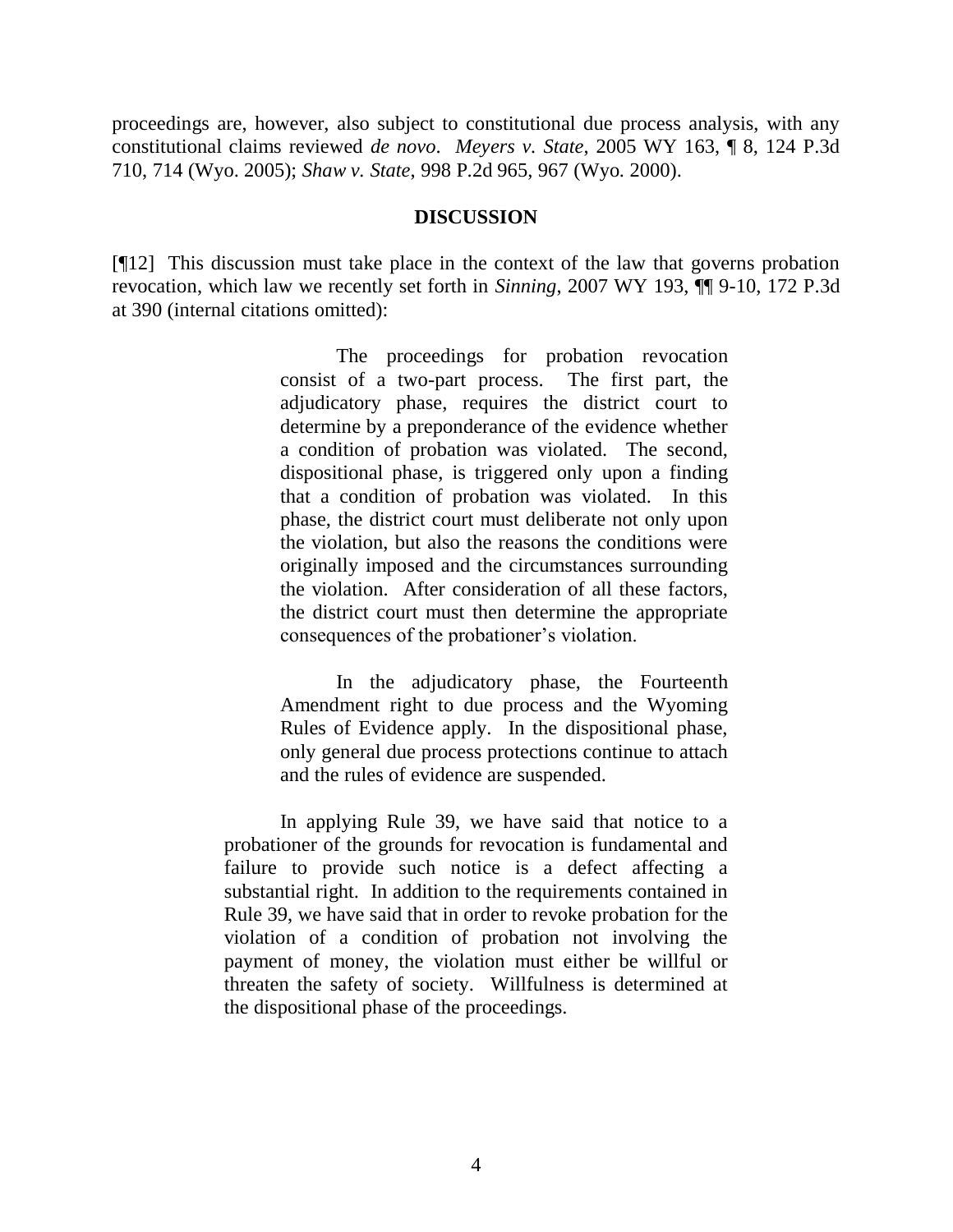proceedings are, however, also subject to constitutional due process analysis, with any constitutional claims reviewed *de novo*. *Meyers v. State*, 2005 WY 163, ¶ 8, 124 P.3d 710, 714 (Wyo. 2005); *Shaw v. State*, 998 P.2d 965, 967 (Wyo. 2000).

## DISCUSSION

[¶12] This discussion must take place in the context of the law that governs probation revocation, which law we recently set forth in *Sinning*, 2007 WY 193, ¶¶ 9-10, 172 P.3d at 390 (internal citations omitted):

> > The proceedings for probation revocation consist of a two-part process. The first part, the adjudicatory phase, requires the district court to determine by a preponderance of the evidence whether a condition of probation was violated. The second, dispositional phase, is triggered only upon a finding that a condition of probation was violated. In this phase, the district court must deliberate not only upon the violation, but also the reasons the conditions were originally imposed and the circumstances surrounding the violation. After consideration of all these factors, the district court must then determine the appropriate consequences of the probationer's violation.
> >
> > In the adjudicatory phase, the Fourteenth Amendment right to due process and the Wyoming Rules of Evidence apply. In the dispositional phase, only general due process protections continue to attach and the rules of evidence are suspended.
>
> In applying Rule 39, we have said that notice to a probationer of the grounds for revocation is fundamental and failure to provide such notice is a defect affecting a substantial right. In addition to the requirements contained in Rule 39, we have said that in order to revoke probation for the violation of a condition of probation not involving the payment of money, the violation must either be willful or threaten the safety of society. Willfulness is determined at the dispositional phase of the proceedings.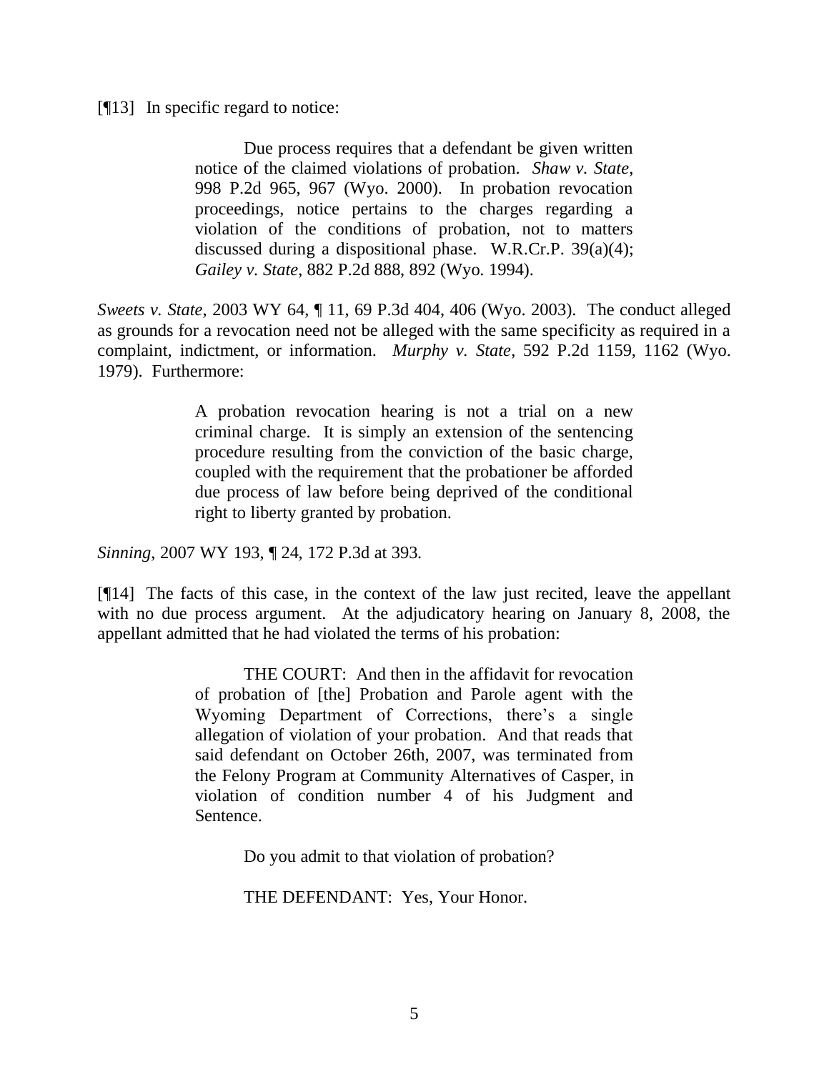[¶13] In specific regard to notice:

> Due process requires that a defendant be given written notice of the claimed violations of probation. *Shaw v. State*, 998 P.2d 965, 967 (Wyo. 2000). In probation revocation proceedings, notice pertains to the charges regarding a violation of the conditions of probation, not to matters discussed during a dispositional phase. W.R.Cr.P. 39(a)(4); *Gailey v. State*, 882 P.2d 888, 892 (Wyo. 1994).

*Sweets v. State*, 2003 WY 64, ¶ 11, 69 P.3d 404, 406 (Wyo. 2003). The conduct alleged as grounds for a revocation need not be alleged with the same specificity as required in a complaint, indictment, or information. *Murphy v. State*, 592 P.2d 1159, 1162 (Wyo. 1979). Furthermore:

> A probation revocation hearing is not a trial on a new criminal charge. It is simply an extension of the sentencing procedure resulting from the conviction of the basic charge, coupled with the requirement that the probationer be afforded due process of law before being deprived of the conditional right to liberty granted by probation.

*Sinning*, 2007 WY 193, ¶ 24, 172 P.3d at 393.

[¶14] The facts of this case, in the context of the law just recited, leave the appellant with no due process argument. At the adjudicatory hearing on January 8, 2008, the appellant admitted that he had violated the terms of his probation:

> THE COURT: And then in the affidavit for revocation of probation of [the] Probation and Parole agent with the Wyoming Department of Corrections, there's a single allegation of violation of your probation. And that reads that said defendant on October 26th, 2007, was terminated from the Felony Program at Community Alternatives of Casper, in violation of condition number 4 of his Judgment and Sentence.
>
> Do you admit to that violation of probation?
>
> THE DEFENDANT: Yes, Your Honor.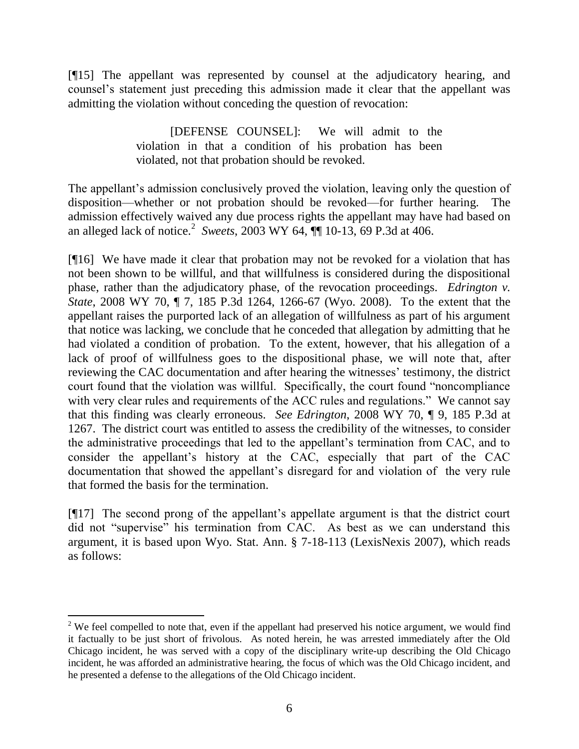[¶15] The appellant was represented by counsel at the adjudicatory hearing, and counsel's statement just preceding this admission made it clear that the appellant was admitting the violation without conceding the question of revocation:

> [DEFENSE COUNSEL]: We will admit to the violation in that a condition of his probation has been violated, not that probation should be revoked.

The appellant's admission conclusively proved the violation, leaving only the question of disposition—whether or not probation should be revoked—for further hearing. The admission effectively waived any due process rights the appellant may have had based on an alleged lack of notice.[2] *Sweets*, 2003 WY 64, ¶¶ 10-13, 69 P.3d at 406.

[¶16] We have made it clear that probation may not be revoked for a violation that has not been shown to be willful, and that willfulness is considered during the dispositional phase, rather than the adjudicatory phase, of the revocation proceedings. *Edrington v. State*, 2008 WY 70, ¶ 7, 185 P.3d 1264, 1266-67 (Wyo. 2008). To the extent that the appellant raises the purported lack of an allegation of willfulness as part of his argument that notice was lacking, we conclude that he conceded that allegation by admitting that he had violated a condition of probation. To the extent, however, that his allegation of a lack of proof of willfulness goes to the dispositional phase, we will note that, after reviewing the CAC documentation and after hearing the witnesses' testimony, the district court found that the violation was willful. Specifically, the court found "noncompliance with very clear rules and requirements of the ACC rules and regulations." We cannot say that this finding was clearly erroneous. *See Edrington*, 2008 WY 70, ¶ 9, 185 P.3d at 1267. The district court was entitled to assess the credibility of the witnesses, to consider the administrative proceedings that led to the appellant's termination from CAC, and to consider the appellant's history at the CAC, especially that part of the CAC documentation that showed the appellant's disregard for and violation of the very rule that formed the basis for the termination.

[¶17] The second prong of the appellant's appellate argument is that the district court did not "supervise" his termination from CAC. As best as we can understand this argument, it is based upon Wyo. Stat. Ann. § 7-18-113 (LexisNexis 2007), which reads as follows:

---

[2] We feel compelled to note that, even if the appellant had preserved his notice argument, we would find it factually to be just short of frivolous. As noted herein, he was arrested immediately after the Old Chicago incident, he was served with a copy of the disciplinary write-up describing the Old Chicago incident, he was afforded an administrative hearing, the focus of which was the Old Chicago incident, and he presented a defense to the allegations of the Old Chicago incident.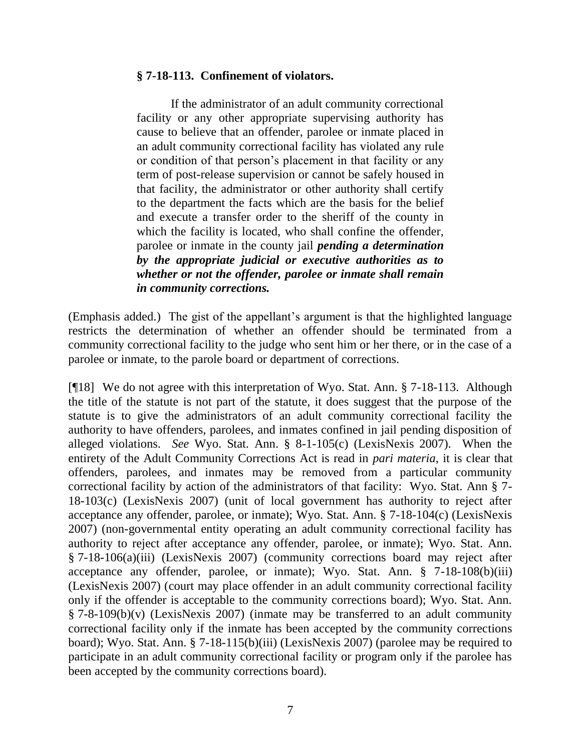**§ 7-18-113. Confinement of violators.**

> If the administrator of an adult community correctional facility or any other appropriate supervising authority has cause to believe that an offender, parolee or inmate placed in an adult community correctional facility has violated any rule or condition of that person's placement in that facility or any term of post-release supervision or cannot be safely housed in that facility, the administrator or other authority shall certify to the department the facts which are the basis for the belief and execute a transfer order to the sheriff of the county in which the facility is located, who shall confine the offender, parolee or inmate in the county jail ***pending a determination by the appropriate judicial or executive authorities as to whether or not the offender, parolee or inmate shall remain in community corrections.***

(Emphasis added.) The gist of the appellant's argument is that the highlighted language restricts the determination of whether an offender should be terminated from a community correctional facility to the judge who sent him or her there, or in the case of a parolee or inmate, to the parole board or department of corrections.

[¶18] We do not agree with this interpretation of Wyo. Stat. Ann. § 7-18-113. Although the title of the statute is not part of the statute, it does suggest that the purpose of the statute is to give the administrators of an adult community correctional facility the authority to have offenders, parolees, and inmates confined in jail pending disposition of alleged violations. *See* Wyo. Stat. Ann. § 8-1-105(c) (LexisNexis 2007). When the entirety of the Adult Community Corrections Act is read in *pari materia*, it is clear that offenders, parolees, and inmates may be removed from a particular community correctional facility by action of the administrators of that facility: Wyo. Stat. Ann § 7-18-103(c) (LexisNexis 2007) (unit of local government has authority to reject after acceptance any offender, parolee, or inmate); Wyo. Stat. Ann. § 7-18-104(c) (LexisNexis 2007) (non-governmental entity operating an adult community correctional facility has authority to reject after acceptance any offender, parolee, or inmate); Wyo. Stat. Ann. § 7-18-106(a)(iii) (LexisNexis 2007) (community corrections board may reject after acceptance any offender, parolee, or inmate); Wyo. Stat. Ann. § 7-18-108(b)(iii) (LexisNexis 2007) (court may place offender in an adult community correctional facility only if the offender is acceptable to the community corrections board); Wyo. Stat. Ann. § 7-8-109(b)(v) (LexisNexis 2007) (inmate may be transferred to an adult community correctional facility only if the inmate has been accepted by the community corrections board); Wyo. Stat. Ann. § 7-18-115(b)(iii) (LexisNexis 2007) (parolee may be required to participate in an adult community correctional facility or program only if the parolee has been accepted by the community corrections board).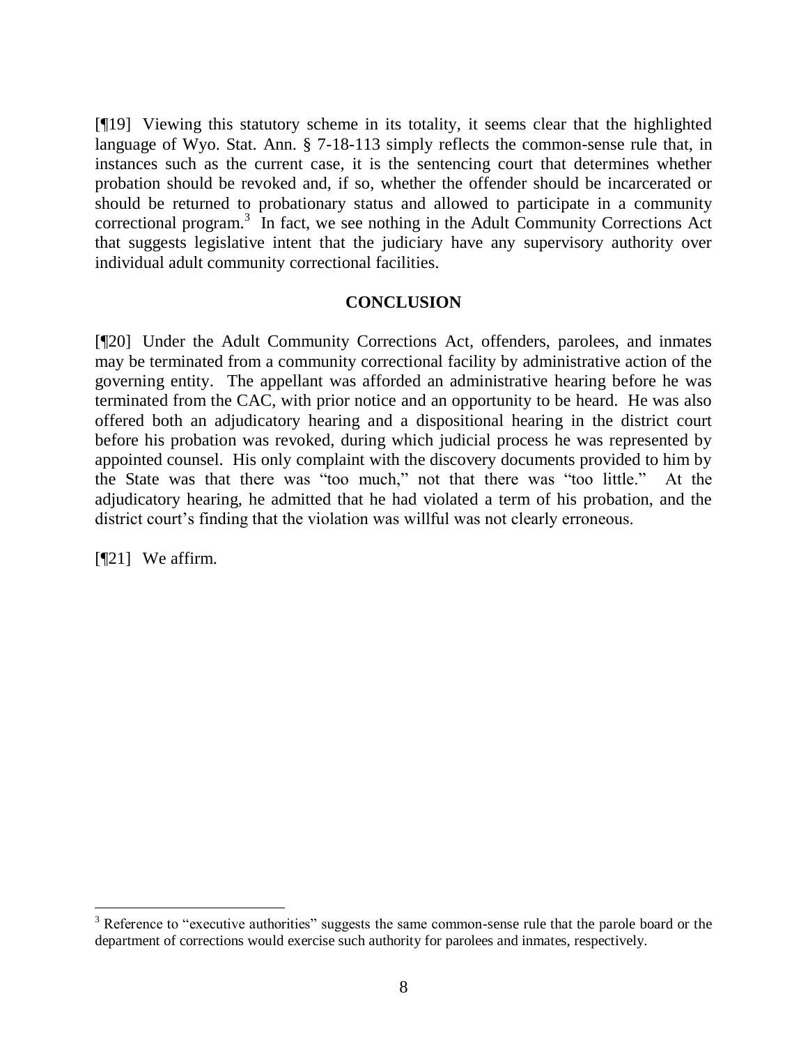[¶19] Viewing this statutory scheme in its totality, it seems clear that the highlighted language of Wyo. Stat. Ann. § 7-18-113 simply reflects the common-sense rule that, in instances such as the current case, it is the sentencing court that determines whether probation should be revoked and, if so, whether the offender should be incarcerated or should be returned to probationary status and allowed to participate in a community correctional program.[3] In fact, we see nothing in the Adult Community Corrections Act that suggests legislative intent that the judiciary have any supervisory authority over individual adult community correctional facilities.

## CONCLUSION

[¶20] Under the Adult Community Corrections Act, offenders, parolees, and inmates may be terminated from a community correctional facility by administrative action of the governing entity. The appellant was afforded an administrative hearing before he was terminated from the CAC, with prior notice and an opportunity to be heard. He was also offered both an adjudicatory hearing and a dispositional hearing in the district court before his probation was revoked, during which judicial process he was represented by appointed counsel. His only complaint with the discovery documents provided to him by the State was that there was "too much," not that there was "too little." At the adjudicatory hearing, he admitted that he had violated a term of his probation, and the district court's finding that the violation was willful was not clearly erroneous.

[¶21] We affirm.

---

[3] Reference to "executive authorities" suggests the same common-sense rule that the parole board or the department of corrections would exercise such authority for parolees and inmates, respectively.